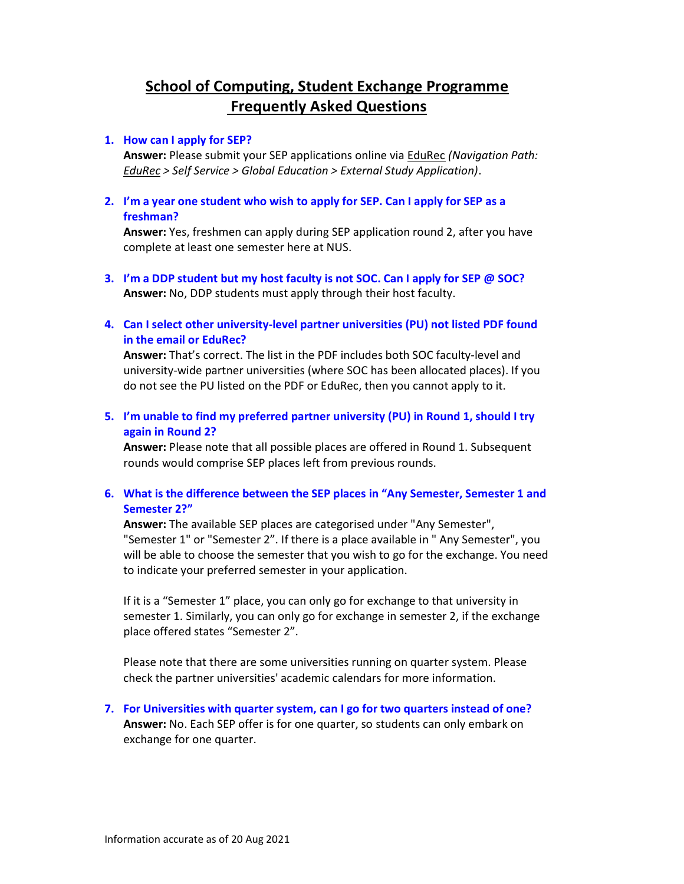# School of Computing, Student Exchange Programme Frequently Asked Questions

1. **How can I apply for SEP?**
   **Answer:** Please submit your SEP applications online via EduRec *(Navigation Path: EduRec > Self Service > Global Education > External Study Application)*.

2. **I'm a year one student who wish to apply for SEP. Can I apply for SEP as a freshman?**
   **Answer:** Yes, freshmen can apply during SEP application round 2, after you have complete at least one semester here at NUS.

3. **I'm a DDP student but my host faculty is not SOC. Can I apply for SEP @ SOC?**
   **Answer:** No, DDP students must apply through their host faculty.

4. **Can I select other university-level partner universities (PU) not listed PDF found in the email or EduRec?**
   **Answer:** That's correct. The list in the PDF includes both SOC faculty-level and university-wide partner universities (where SOC has been allocated places). If you do not see the PU listed on the PDF or EduRec, then you cannot apply to it.

5. **I'm unable to find my preferred partner university (PU) in Round 1, should I try again in Round 2?**
   **Answer:** Please note that all possible places are offered in Round 1. Subsequent rounds would comprise SEP places left from previous rounds.

6. **What is the difference between the SEP places in "Any Semester, Semester 1 and Semester 2?"**
   **Answer:** The available SEP places are categorised under "Any Semester", "Semester 1" or "Semester 2". If there is a place available in " Any Semester", you will be able to choose the semester that you wish to go for the exchange. You need to indicate your preferred semester in your application.

   If it is a "Semester 1" place, you can only go for exchange to that university in semester 1. Similarly, you can only go for exchange in semester 2, if the exchange place offered states "Semester 2".

   Please note that there are some universities running on quarter system. Please check the partner universities' academic calendars for more information.

7. **For Universities with quarter system, can I go for two quarters instead of one?**
   **Answer:** No. Each SEP offer is for one quarter, so students can only embark on exchange for one quarter.

Information accurate as of 20 Aug 2021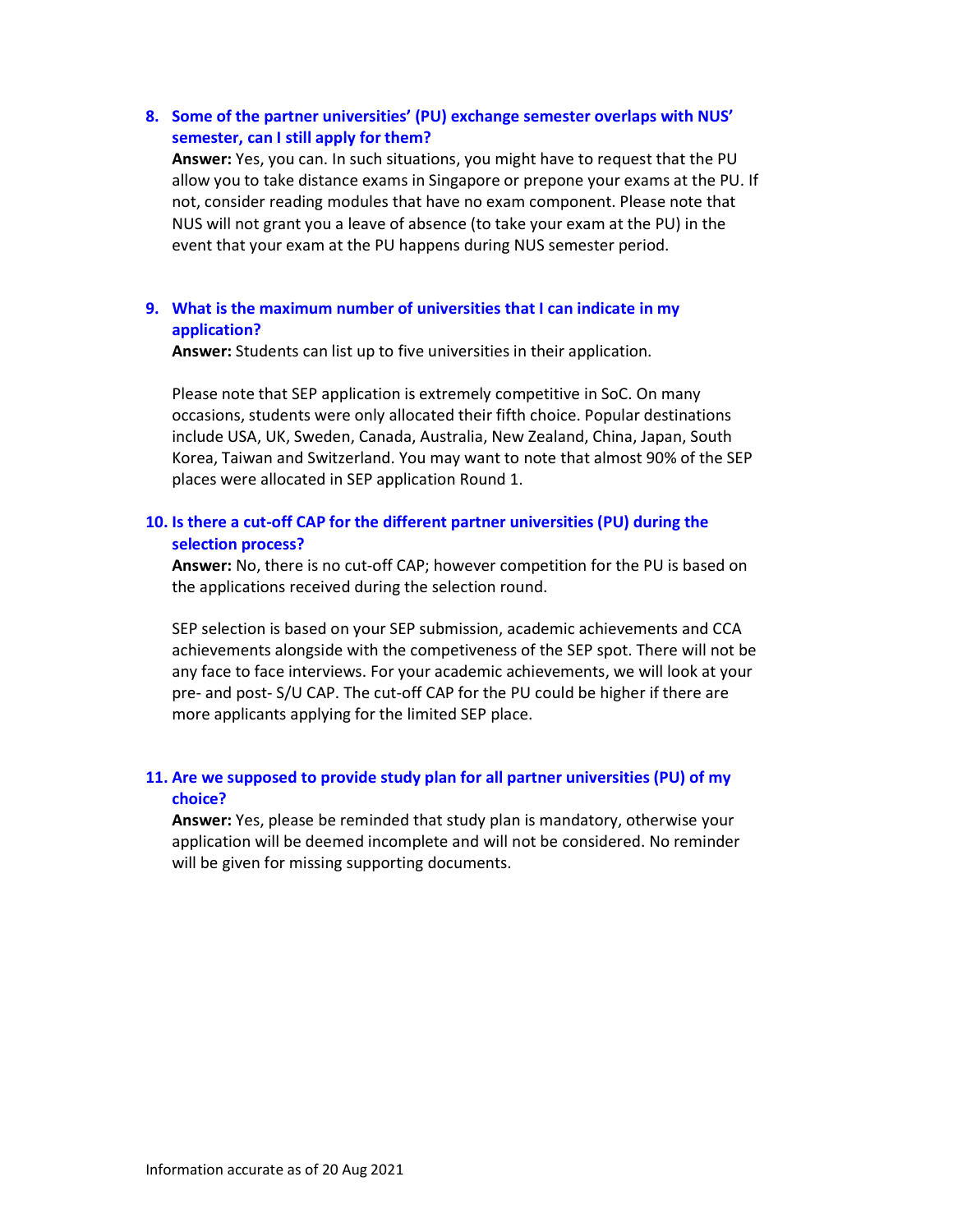8. **Some of the partner universities' (PU) exchange semester overlaps with NUS' semester, can I still apply for them?**

   **Answer:** Yes, you can. In such situations, you might have to request that the PU allow you to take distance exams in Singapore or prepone your exams at the PU. If not, consider reading modules that have no exam component. Please note that NUS will not grant you a leave of absence (to take your exam at the PU) in the event that your exam at the PU happens during NUS semester period.

9. **What is the maximum number of universities that I can indicate in my application?**

   **Answer:** Students can list up to five universities in their application.

   Please note that SEP application is extremely competitive in SoC. On many occasions, students were only allocated their fifth choice. Popular destinations include USA, UK, Sweden, Canada, Australia, New Zealand, China, Japan, South Korea, Taiwan and Switzerland. You may want to note that almost 90% of the SEP places were allocated in SEP application Round 1.

10. **Is there a cut-off CAP for the different partner universities (PU) during the selection process?**

    **Answer:** No, there is no cut-off CAP; however competition for the PU is based on the applications received during the selection round.

    SEP selection is based on your SEP submission, academic achievements and CCA achievements alongside with the competiveness of the SEP spot. There will not be any face to face interviews. For your academic achievements, we will look at your pre- and post- S/U CAP. The cut-off CAP for the PU could be higher if there are more applicants applying for the limited SEP place.

11. **Are we supposed to provide study plan for all partner universities (PU) of my choice?**

    **Answer:** Yes, please be reminded that study plan is mandatory, otherwise your application will be deemed incomplete and will not be considered. No reminder will be given for missing supporting documents.

Information accurate as of 20 Aug 2021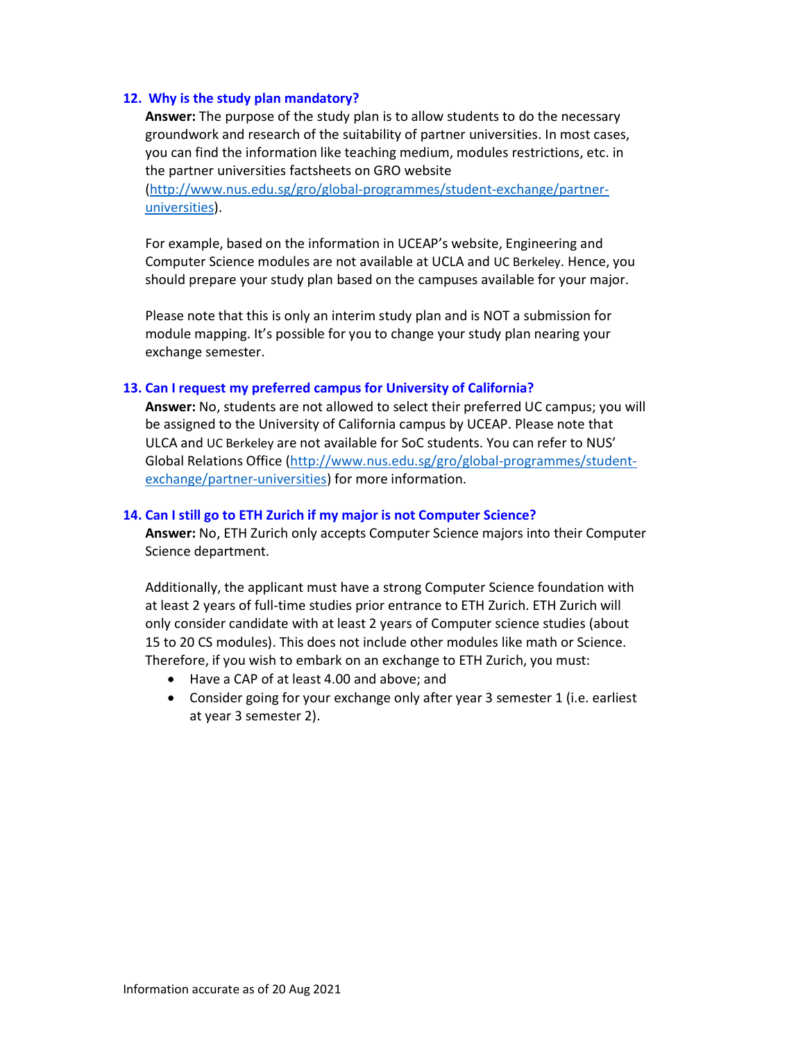### 12. Why is the study plan mandatory?

**Answer:** The purpose of the study plan is to allow students to do the necessary groundwork and research of the suitability of partner universities. In most cases, you can find the information like teaching medium, modules restrictions, etc. in the partner universities factsheets on GRO website (http://www.nus.edu.sg/gro/global-programmes/student-exchange/partner-universities).

For example, based on the information in UCEAP's website, Engineering and Computer Science modules are not available at UCLA and UC Berkeley. Hence, you should prepare your study plan based on the campuses available for your major.

Please note that this is only an interim study plan and is NOT a submission for module mapping. It's possible for you to change your study plan nearing your exchange semester.

### 13. Can I request my preferred campus for University of California?

**Answer:** No, students are not allowed to select their preferred UC campus; you will be assigned to the University of California campus by UCEAP. Please note that ULCA and UC Berkeley are not available for SoC students. You can refer to NUS' Global Relations Office (http://www.nus.edu.sg/gro/global-programmes/student-exchange/partner-universities) for more information.

### 14. Can I still go to ETH Zurich if my major is not Computer Science?

**Answer:** No, ETH Zurich only accepts Computer Science majors into their Computer Science department.

Additionally, the applicant must have a strong Computer Science foundation with at least 2 years of full-time studies prior entrance to ETH Zurich. ETH Zurich will only consider candidate with at least 2 years of Computer science studies (about 15 to 20 CS modules). This does not include other modules like math or Science. Therefore, if you wish to embark on an exchange to ETH Zurich, you must:

- Have a CAP of at least 4.00 and above; and
- Consider going for your exchange only after year 3 semester 1 (i.e. earliest at year 3 semester 2).

Information accurate as of 20 Aug 2021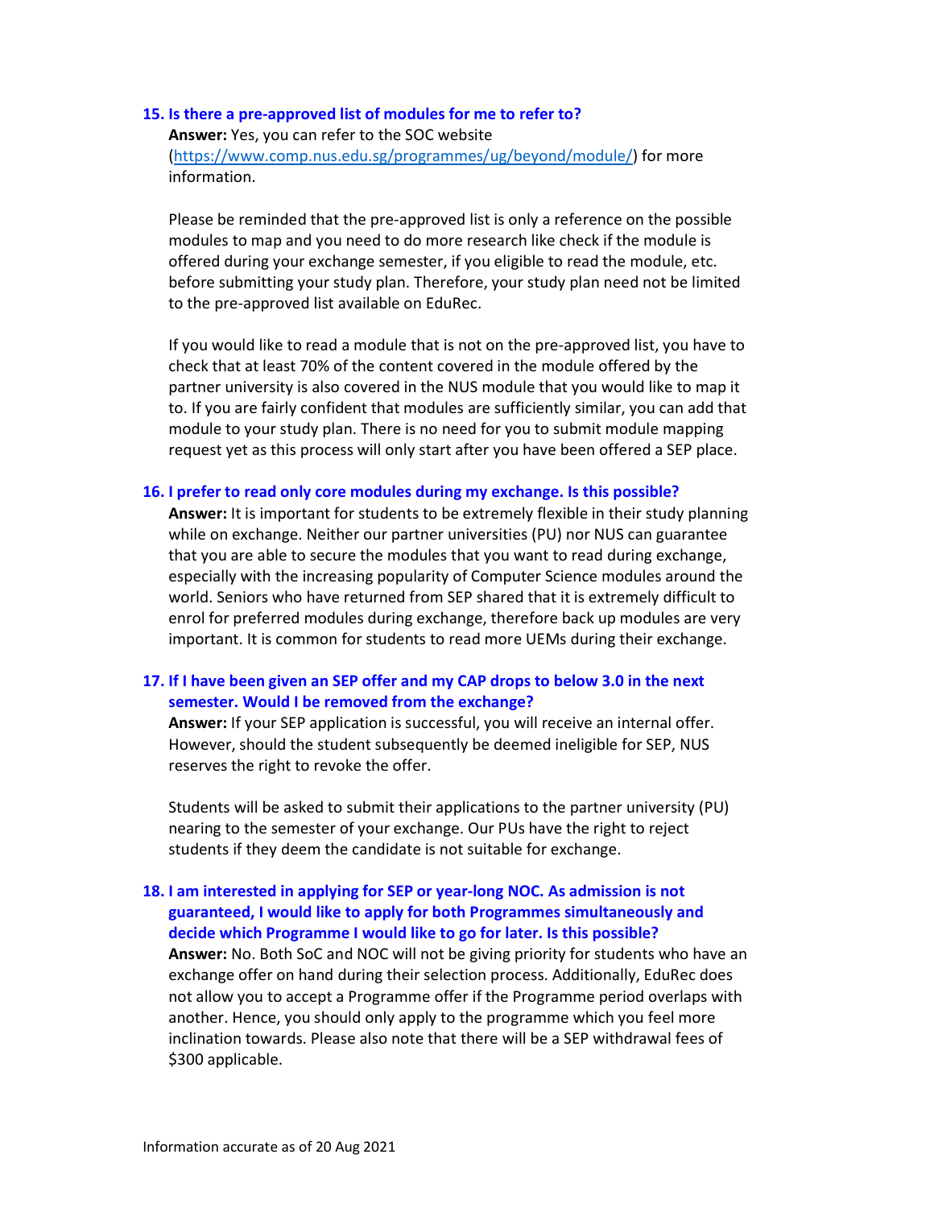### 15. Is there a pre-approved list of modules for me to refer to?

**Answer:** Yes, you can refer to the SOC website (https://www.comp.nus.edu.sg/programmes/ug/beyond/module/) for more information.

Please be reminded that the pre-approved list is only a reference on the possible modules to map and you need to do more research like check if the module is offered during your exchange semester, if you eligible to read the module, etc. before submitting your study plan. Therefore, your study plan need not be limited to the pre-approved list available on EduRec.

If you would like to read a module that is not on the pre-approved list, you have to check that at least 70% of the content covered in the module offered by the partner university is also covered in the NUS module that you would like to map it to. If you are fairly confident that modules are sufficiently similar, you can add that module to your study plan. There is no need for you to submit module mapping request yet as this process will only start after you have been offered a SEP place.

### 16. I prefer to read only core modules during my exchange. Is this possible?

**Answer:** It is important for students to be extremely flexible in their study planning while on exchange. Neither our partner universities (PU) nor NUS can guarantee that you are able to secure the modules that you want to read during exchange, especially with the increasing popularity of Computer Science modules around the world. Seniors who have returned from SEP shared that it is extremely difficult to enrol for preferred modules during exchange, therefore back up modules are very important. It is common for students to read more UEMs during their exchange.

### 17. If I have been given an SEP offer and my CAP drops to below 3.0 in the next semester. Would I be removed from the exchange?

**Answer:** If your SEP application is successful, you will receive an internal offer. However, should the student subsequently be deemed ineligible for SEP, NUS reserves the right to revoke the offer.

Students will be asked to submit their applications to the partner university (PU) nearing to the semester of your exchange. Our PUs have the right to reject students if they deem the candidate is not suitable for exchange.

### 18. I am interested in applying for SEP or year-long NOC. As admission is not guaranteed, I would like to apply for both Programmes simultaneously and decide which Programme I would like to go for later. Is this possible?

**Answer:** No. Both SoC and NOC will not be giving priority for students who have an exchange offer on hand during their selection process. Additionally, EduRec does not allow you to accept a Programme offer if the Programme period overlaps with another. Hence, you should only apply to the programme which you feel more inclination towards. Please also note that there will be a SEP withdrawal fees of $300 applicable.

Information accurate as of 20 Aug 2021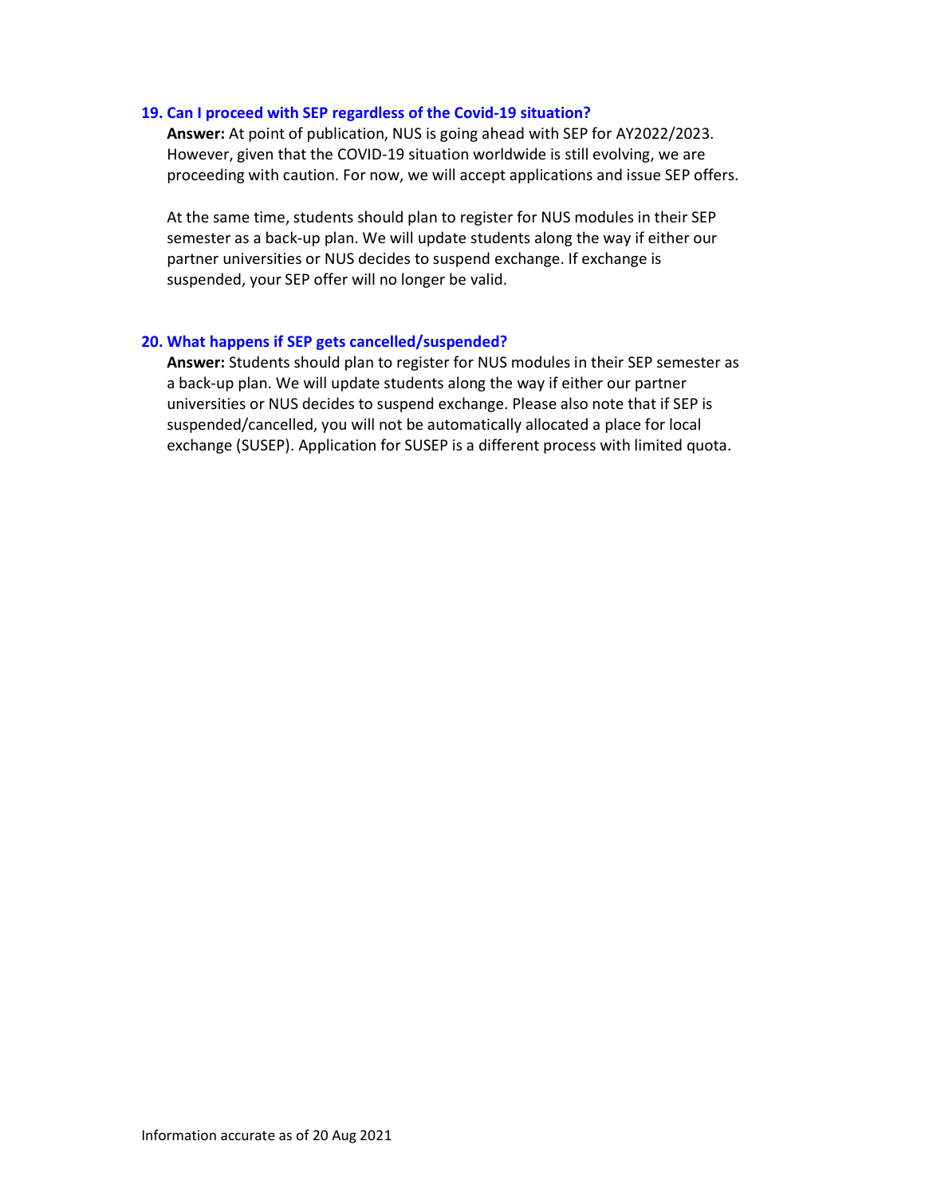### 19. Can I proceed with SEP regardless of the Covid-19 situation?

**Answer:** At point of publication, NUS is going ahead with SEP for AY2022/2023. However, given that the COVID-19 situation worldwide is still evolving, we are proceeding with caution. For now, we will accept applications and issue SEP offers.

At the same time, students should plan to register for NUS modules in their SEP semester as a back-up plan. We will update students along the way if either our partner universities or NUS decides to suspend exchange. If exchange is suspended, your SEP offer will no longer be valid.

### 20. What happens if SEP gets cancelled/suspended?

**Answer:** Students should plan to register for NUS modules in their SEP semester as a back-up plan. We will update students along the way if either our partner universities or NUS decides to suspend exchange. Please also note that if SEP is suspended/cancelled, you will not be automatically allocated a place for local exchange (SUSEP). Application for SUSEP is a different process with limited quota.

Information accurate as of 20 Aug 2021